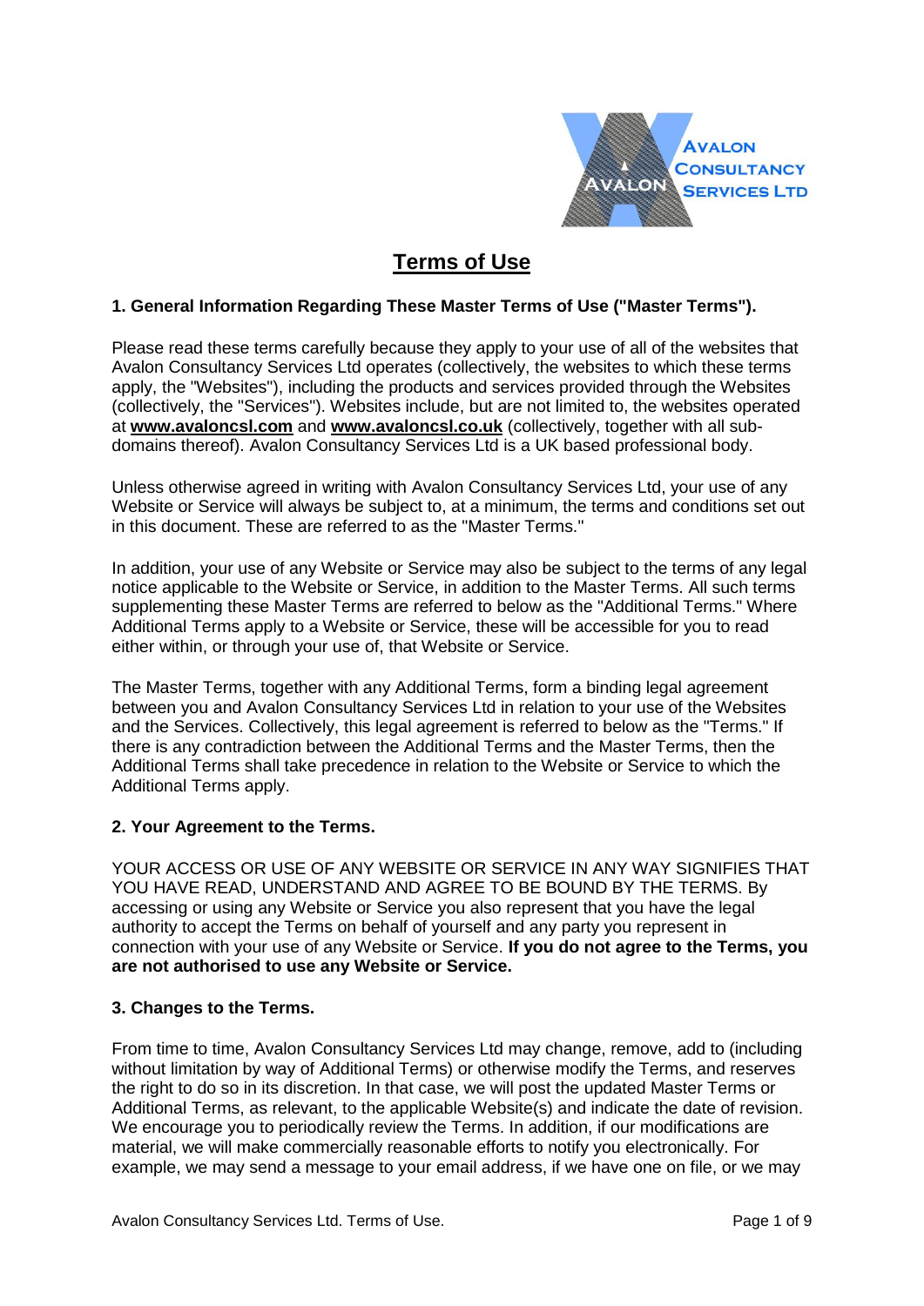# Terms of Use

### 1. General Information Regarding These Master Terms of Use ("Master Terms").

Please read these terms carefully because they apply to your use of all of the websites that Avalon Consultancy Services Ltd operates (collectively, the websites to which these terms apply, the "Websites"), including the products and services provided through the Websites (collectively, the "Services"). Websites include, but are not limited to, the websites operated at **www.avaloncsl.com** and **www.avaloncsl.co.uk** (collectively, together with all sub-domains thereof). Avalon Consultancy Services Ltd is a UK based professional body.

Unless otherwise agreed in writing with Avalon Consultancy Services Ltd, your use of any Website or Service will always be subject to, at a minimum, the terms and conditions set out in this document. These are referred to as the "Master Terms."

In addition, your use of any Website or Service may also be subject to the terms of any legal notice applicable to the Website or Service, in addition to the Master Terms. All such terms supplementing these Master Terms are referred to below as the "Additional Terms." Where Additional Terms apply to a Website or Service, these will be accessible for you to read either within, or through your use of, that Website or Service.

The Master Terms, together with any Additional Terms, form a binding legal agreement between you and Avalon Consultancy Services Ltd in relation to your use of the Websites and the Services. Collectively, this legal agreement is referred to below as the "Terms." If there is any contradiction between the Additional Terms and the Master Terms, then the Additional Terms shall take precedence in relation to the Website or Service to which the Additional Terms apply.

### 2. Your Agreement to the Terms.

YOUR ACCESS OR USE OF ANY WEBSITE OR SERVICE IN ANY WAY SIGNIFIES THAT YOU HAVE READ, UNDERSTAND AND AGREE TO BE BOUND BY THE TERMS. By accessing or using any Website or Service you also represent that you have the legal authority to accept the Terms on behalf of yourself and any party you represent in connection with your use of any Website or Service. **If you do not agree to the Terms, you are not authorised to use any Website or Service.**

### 3. Changes to the Terms.

From time to time, Avalon Consultancy Services Ltd may change, remove, add to (including without limitation by way of Additional Terms) or otherwise modify the Terms, and reserves the right to do so in its discretion. In that case, we will post the updated Master Terms or Additional Terms, as relevant, to the applicable Website(s) and indicate the date of revision. We encourage you to periodically review the Terms. In addition, if our modifications are material, we will make commercially reasonable efforts to notify you electronically. For example, we may send a message to your email address, if we have one on file, or we may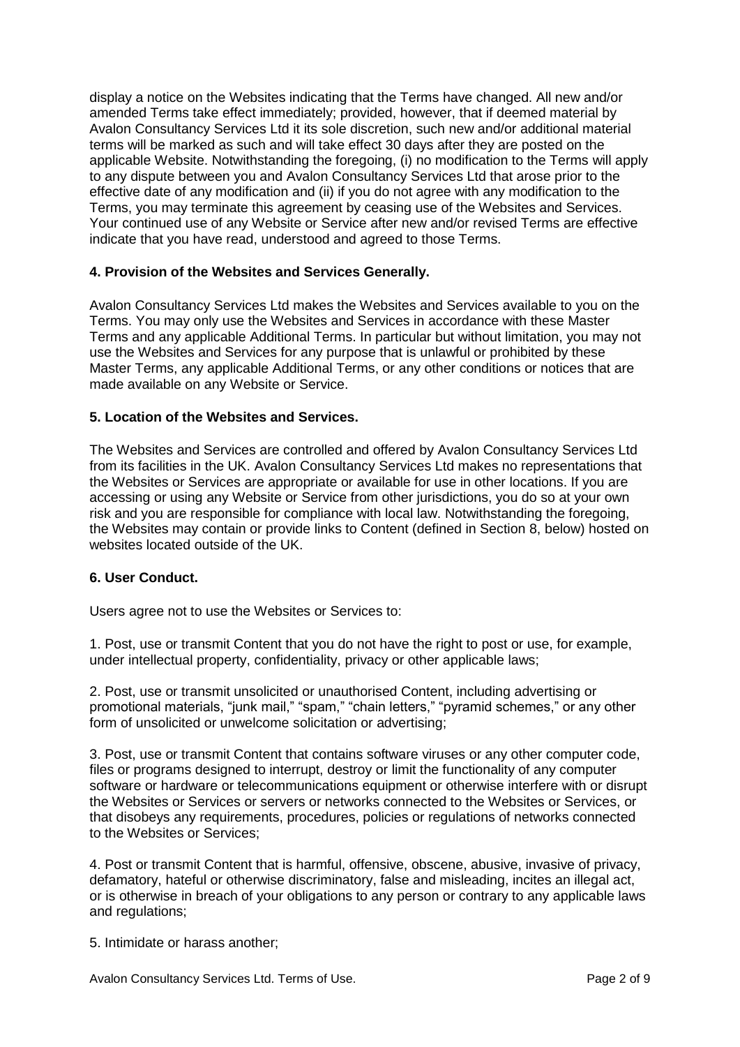display a notice on the Websites indicating that the Terms have changed. All new and/or amended Terms take effect immediately; provided, however, that if deemed material by Avalon Consultancy Services Ltd it its sole discretion, such new and/or additional material terms will be marked as such and will take effect 30 days after they are posted on the applicable Website. Notwithstanding the foregoing, (i) no modification to the Terms will apply to any dispute between you and Avalon Consultancy Services Ltd that arose prior to the effective date of any modification and (ii) if you do not agree with any modification to the Terms, you may terminate this agreement by ceasing use of the Websites and Services. Your continued use of any Website or Service after new and/or revised Terms are effective indicate that you have read, understood and agreed to those Terms.

**4. Provision of the Websites and Services Generally.**

Avalon Consultancy Services Ltd makes the Websites and Services available to you on the Terms. You may only use the Websites and Services in accordance with these Master Terms and any applicable Additional Terms. In particular but without limitation, you may not use the Websites and Services for any purpose that is unlawful or prohibited by these Master Terms, any applicable Additional Terms, or any other conditions or notices that are made available on any Website or Service.

**5. Location of the Websites and Services.**

The Websites and Services are controlled and offered by Avalon Consultancy Services Ltd from its facilities in the UK. Avalon Consultancy Services Ltd makes no representations that the Websites or Services are appropriate or available for use in other locations. If you are accessing or using any Website or Service from other jurisdictions, you do so at your own risk and you are responsible for compliance with local law. Notwithstanding the foregoing, the Websites may contain or provide links to Content (defined in Section 8, below) hosted on websites located outside of the UK.

**6. User Conduct.**

Users agree not to use the Websites or Services to:

1. Post, use or transmit Content that you do not have the right to post or use, for example, under intellectual property, confidentiality, privacy or other applicable laws;

2. Post, use or transmit unsolicited or unauthorised Content, including advertising or promotional materials, "junk mail," "spam," "chain letters," "pyramid schemes," or any other form of unsolicited or unwelcome solicitation or advertising;

3. Post, use or transmit Content that contains software viruses or any other computer code, files or programs designed to interrupt, destroy or limit the functionality of any computer software or hardware or telecommunications equipment or otherwise interfere with or disrupt the Websites or Services or servers or networks connected to the Websites or Services, or that disobeys any requirements, procedures, policies or regulations of networks connected to the Websites or Services;

4. Post or transmit Content that is harmful, offensive, obscene, abusive, invasive of privacy, defamatory, hateful or otherwise discriminatory, false and misleading, incites an illegal act, or is otherwise in breach of your obligations to any person or contrary to any applicable laws and regulations;

5. Intimidate or harass another;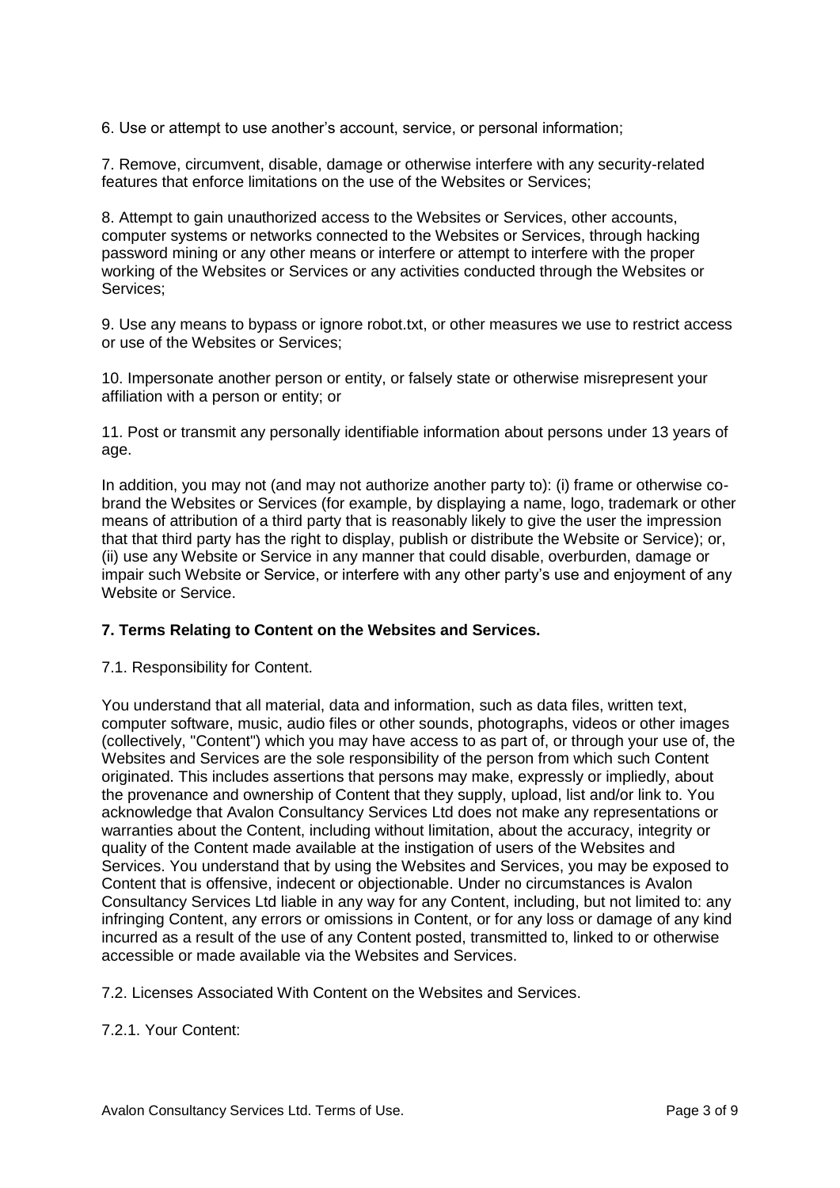6. Use or attempt to use another's account, service, or personal information;

7. Remove, circumvent, disable, damage or otherwise interfere with any security-related features that enforce limitations on the use of the Websites or Services;

8. Attempt to gain unauthorized access to the Websites or Services, other accounts, computer systems or networks connected to the Websites or Services, through hacking password mining or any other means or interfere or attempt to interfere with the proper working of the Websites or Services or any activities conducted through the Websites or Services;

9. Use any means to bypass or ignore robot.txt, or other measures we use to restrict access or use of the Websites or Services;

10. Impersonate another person or entity, or falsely state or otherwise misrepresent your affiliation with a person or entity; or

11. Post or transmit any personally identifiable information about persons under 13 years of age.

In addition, you may not (and may not authorize another party to): (i) frame or otherwise co-brand the Websites or Services (for example, by displaying a name, logo, trademark or other means of attribution of a third party that is reasonably likely to give the user the impression that that third party has the right to display, publish or distribute the Website or Service); or, (ii) use any Website or Service in any manner that could disable, overburden, damage or impair such Website or Service, or interfere with any other party's use and enjoyment of any Website or Service.

**7. Terms Relating to Content on the Websites and Services.**

7.1. Responsibility for Content.

You understand that all material, data and information, such as data files, written text, computer software, music, audio files or other sounds, photographs, videos or other images (collectively, "Content") which you may have access to as part of, or through your use of, the Websites and Services are the sole responsibility of the person from which such Content originated. This includes assertions that persons may make, expressly or impliedly, about the provenance and ownership of Content that they supply, upload, list and/or link to. You acknowledge that Avalon Consultancy Services Ltd does not make any representations or warranties about the Content, including without limitation, about the accuracy, integrity or quality of the Content made available at the instigation of users of the Websites and Services. You understand that by using the Websites and Services, you may be exposed to Content that is offensive, indecent or objectionable. Under no circumstances is Avalon Consultancy Services Ltd liable in any way for any Content, including, but not limited to: any infringing Content, any errors or omissions in Content, or for any loss or damage of any kind incurred as a result of the use of any Content posted, transmitted to, linked to or otherwise accessible or made available via the Websites and Services.

7.2. Licenses Associated With Content on the Websites and Services.

7.2.1. Your Content: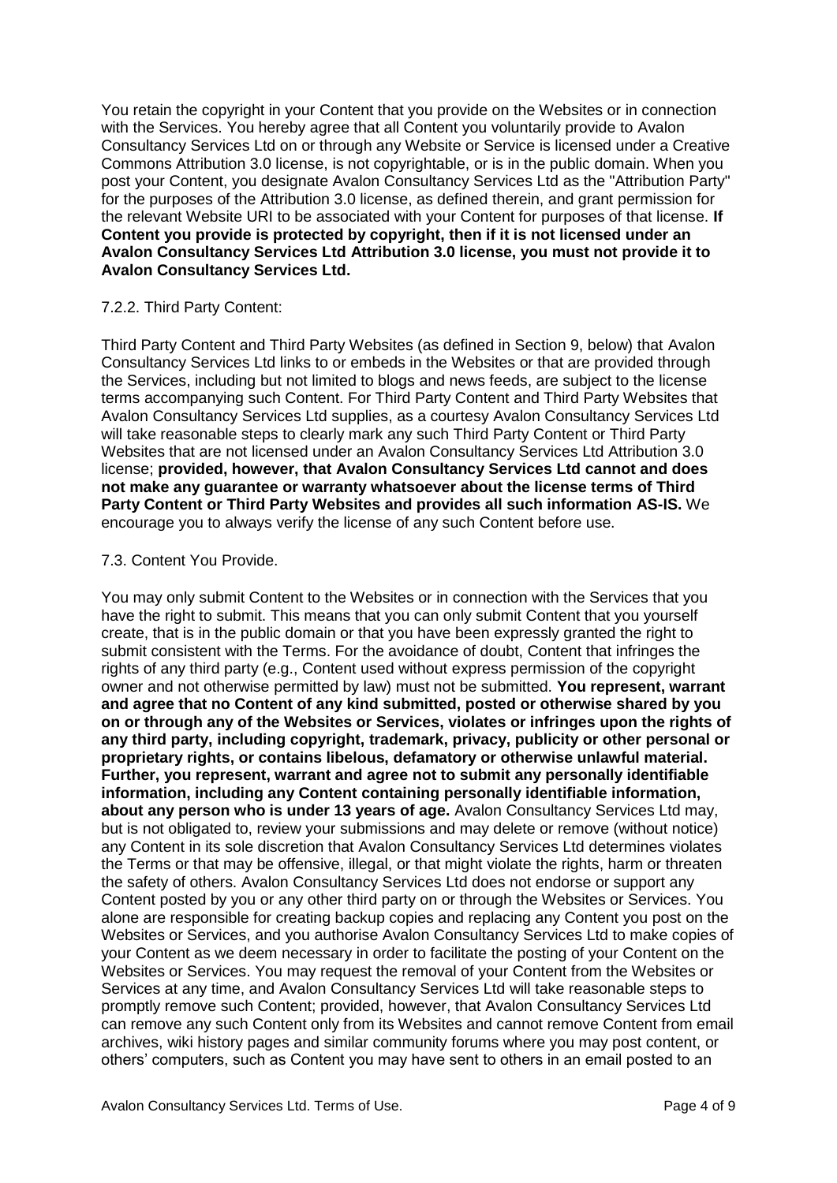You retain the copyright in your Content that you provide on the Websites or in connection with the Services. You hereby agree that all Content you voluntarily provide to Avalon Consultancy Services Ltd on or through any Website or Service is licensed under a Creative Commons Attribution 3.0 license, is not copyrightable, or is in the public domain. When you post your Content, you designate Avalon Consultancy Services Ltd as the "Attribution Party" for the purposes of the Attribution 3.0 license, as defined therein, and grant permission for the relevant Website URI to be associated with your Content for purposes of that license. **If Content you provide is protected by copyright, then if it is not licensed under an Avalon Consultancy Services Ltd Attribution 3.0 license, you must not provide it to Avalon Consultancy Services Ltd.**

7.2.2. Third Party Content:

Third Party Content and Third Party Websites (as defined in Section 9, below) that Avalon Consultancy Services Ltd links to or embeds in the Websites or that are provided through the Services, including but not limited to blogs and news feeds, are subject to the license terms accompanying such Content. For Third Party Content and Third Party Websites that Avalon Consultancy Services Ltd supplies, as a courtesy Avalon Consultancy Services Ltd will take reasonable steps to clearly mark any such Third Party Content or Third Party Websites that are not licensed under an Avalon Consultancy Services Ltd Attribution 3.0 license; **provided, however, that Avalon Consultancy Services Ltd cannot and does not make any guarantee or warranty whatsoever about the license terms of Third Party Content or Third Party Websites and provides all such information AS-IS.** We encourage you to always verify the license of any such Content before use.

7.3. Content You Provide.

You may only submit Content to the Websites or in connection with the Services that you have the right to submit. This means that you can only submit Content that you yourself create, that is in the public domain or that you have been expressly granted the right to submit consistent with the Terms. For the avoidance of doubt, Content that infringes the rights of any third party (e.g., Content used without express permission of the copyright owner and not otherwise permitted by law) must not be submitted. **You represent, warrant and agree that no Content of any kind submitted, posted or otherwise shared by you on or through any of the Websites or Services, violates or infringes upon the rights of any third party, including copyright, trademark, privacy, publicity or other personal or proprietary rights, or contains libelous, defamatory or otherwise unlawful material. Further, you represent, warrant and agree not to submit any personally identifiable information, including any Content containing personally identifiable information, about any person who is under 13 years of age.** Avalon Consultancy Services Ltd may, but is not obligated to, review your submissions and may delete or remove (without notice) any Content in its sole discretion that Avalon Consultancy Services Ltd determines violates the Terms or that may be offensive, illegal, or that might violate the rights, harm or threaten the safety of others. Avalon Consultancy Services Ltd does not endorse or support any Content posted by you or any other third party on or through the Websites or Services. You alone are responsible for creating backup copies and replacing any Content you post on the Websites or Services, and you authorise Avalon Consultancy Services Ltd to make copies of your Content as we deem necessary in order to facilitate the posting of your Content on the Websites or Services. You may request the removal of your Content from the Websites or Services at any time, and Avalon Consultancy Services Ltd will take reasonable steps to promptly remove such Content; provided, however, that Avalon Consultancy Services Ltd can remove any such Content only from its Websites and cannot remove Content from email archives, wiki history pages and similar community forums where you may post content, or others' computers, such as Content you may have sent to others in an email posted to an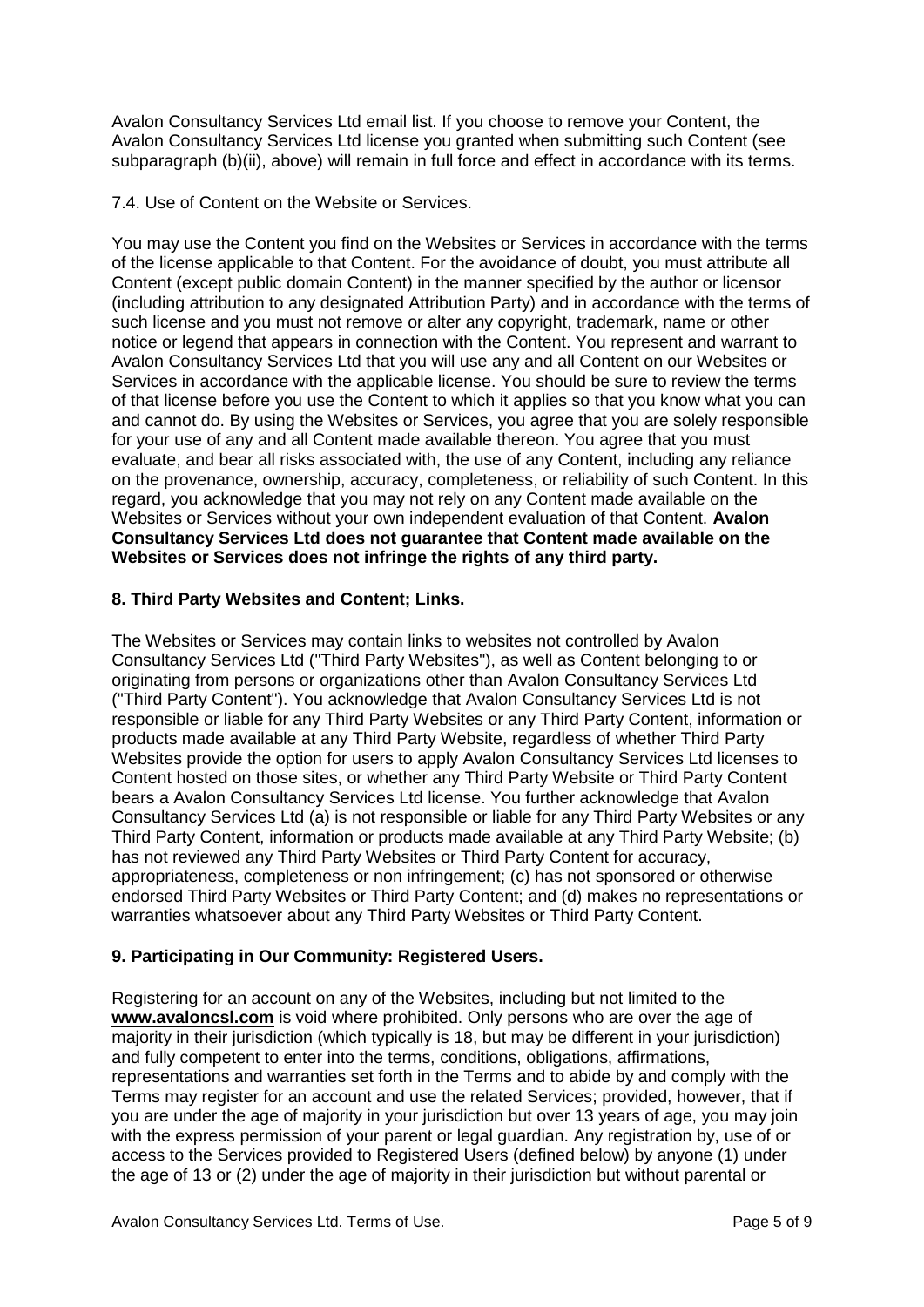Avalon Consultancy Services Ltd email list. If you choose to remove your Content, the Avalon Consultancy Services Ltd license you granted when submitting such Content (see subparagraph (b)(ii), above) will remain in full force and effect in accordance with its terms.

7.4. Use of Content on the Website or Services.

You may use the Content you find on the Websites or Services in accordance with the terms of the license applicable to that Content. For the avoidance of doubt, you must attribute all Content (except public domain Content) in the manner specified by the author or licensor (including attribution to any designated Attribution Party) and in accordance with the terms of such license and you must not remove or alter any copyright, trademark, name or other notice or legend that appears in connection with the Content. You represent and warrant to Avalon Consultancy Services Ltd that you will use any and all Content on our Websites or Services in accordance with the applicable license. You should be sure to review the terms of that license before you use the Content to which it applies so that you know what you can and cannot do. By using the Websites or Services, you agree that you are solely responsible for your use of any and all Content made available thereon. You agree that you must evaluate, and bear all risks associated with, the use of any Content, including any reliance on the provenance, ownership, accuracy, completeness, or reliability of such Content. In this regard, you acknowledge that you may not rely on any Content made available on the Websites or Services without your own independent evaluation of that Content. **Avalon Consultancy Services Ltd does not guarantee that Content made available on the Websites or Services does not infringe the rights of any third party.**

## 8. Third Party Websites and Content; Links.

The Websites or Services may contain links to websites not controlled by Avalon Consultancy Services Ltd ("Third Party Websites"), as well as Content belonging to or originating from persons or organizations other than Avalon Consultancy Services Ltd ("Third Party Content"). You acknowledge that Avalon Consultancy Services Ltd is not responsible or liable for any Third Party Websites or any Third Party Content, information or products made available at any Third Party Website, regardless of whether Third Party Websites provide the option for users to apply Avalon Consultancy Services Ltd licenses to Content hosted on those sites, or whether any Third Party Website or Third Party Content bears a Avalon Consultancy Services Ltd license. You further acknowledge that Avalon Consultancy Services Ltd (a) is not responsible or liable for any Third Party Websites or any Third Party Content, information or products made available at any Third Party Website; (b) has not reviewed any Third Party Websites or Third Party Content for accuracy, appropriateness, completeness or non infringement; (c) has not sponsored or otherwise endorsed Third Party Websites or Third Party Content; and (d) makes no representations or warranties whatsoever about any Third Party Websites or Third Party Content.

## 9. Participating in Our Community: Registered Users.

Registering for an account on any of the Websites, including but not limited to the **www.avaloncsl.com** is void where prohibited. Only persons who are over the age of majority in their jurisdiction (which typically is 18, but may be different in your jurisdiction) and fully competent to enter into the terms, conditions, obligations, affirmations, representations and warranties set forth in the Terms and to abide by and comply with the Terms may register for an account and use the related Services; provided, however, that if you are under the age of majority in your jurisdiction but over 13 years of age, you may join with the express permission of your parent or legal guardian. Any registration by, use of or access to the Services provided to Registered Users (defined below) by anyone (1) under the age of 13 or (2) under the age of majority in their jurisdiction but without parental or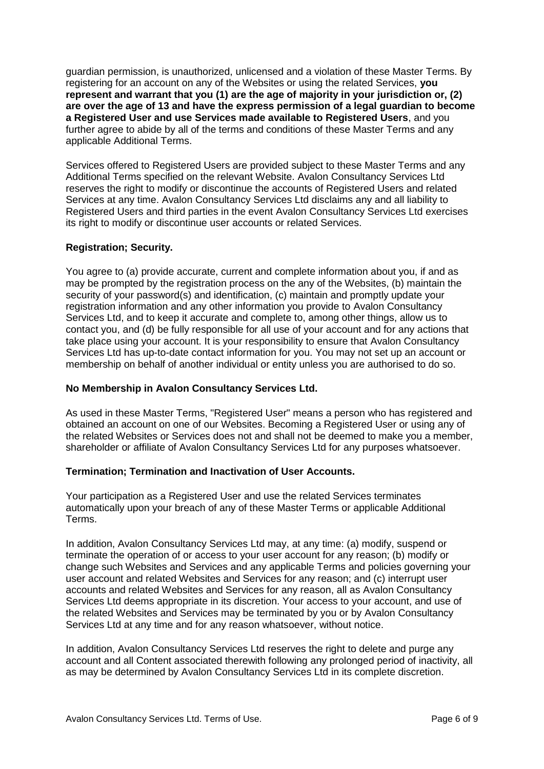guardian permission, is unauthorized, unlicensed and a violation of these Master Terms. By registering for an account on any of the Websites or using the related Services, **you represent and warrant that you (1) are the age of majority in your jurisdiction or, (2) are over the age of 13 and have the express permission of a legal guardian to become a Registered User and use Services made available to Registered Users**, and you further agree to abide by all of the terms and conditions of these Master Terms and any applicable Additional Terms.

Services offered to Registered Users are provided subject to these Master Terms and any Additional Terms specified on the relevant Website. Avalon Consultancy Services Ltd reserves the right to modify or discontinue the accounts of Registered Users and related Services at any time. Avalon Consultancy Services Ltd disclaims any and all liability to Registered Users and third parties in the event Avalon Consultancy Services Ltd exercises its right to modify or discontinue user accounts or related Services.

**Registration; Security.**

You agree to (a) provide accurate, current and complete information about you, if and as may be prompted by the registration process on the any of the Websites, (b) maintain the security of your password(s) and identification, (c) maintain and promptly update your registration information and any other information you provide to Avalon Consultancy Services Ltd, and to keep it accurate and complete to, among other things, allow us to contact you, and (d) be fully responsible for all use of your account and for any actions that take place using your account. It is your responsibility to ensure that Avalon Consultancy Services Ltd has up-to-date contact information for you. You may not set up an account or membership on behalf of another individual or entity unless you are authorised to do so.

**No Membership in Avalon Consultancy Services Ltd.**

As used in these Master Terms, "Registered User" means a person who has registered and obtained an account on one of our Websites. Becoming a Registered User or using any of the related Websites or Services does not and shall not be deemed to make you a member, shareholder or affiliate of Avalon Consultancy Services Ltd for any purposes whatsoever.

**Termination; Termination and Inactivation of User Accounts.**

Your participation as a Registered User and use the related Services terminates automatically upon your breach of any of these Master Terms or applicable Additional Terms.

In addition, Avalon Consultancy Services Ltd may, at any time: (a) modify, suspend or terminate the operation of or access to your user account for any reason; (b) modify or change such Websites and Services and any applicable Terms and policies governing your user account and related Websites and Services for any reason; and (c) interrupt user accounts and related Websites and Services for any reason, all as Avalon Consultancy Services Ltd deems appropriate in its discretion. Your access to your account, and use of the related Websites and Services may be terminated by you or by Avalon Consultancy Services Ltd at any time and for any reason whatsoever, without notice.

In addition, Avalon Consultancy Services Ltd reserves the right to delete and purge any account and all Content associated therewith following any prolonged period of inactivity, all as may be determined by Avalon Consultancy Services Ltd in its complete discretion.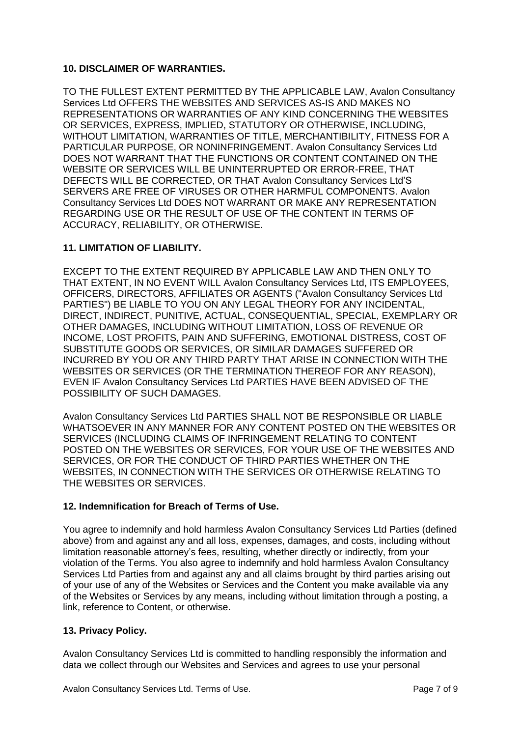**10. DISCLAIMER OF WARRANTIES.**

TO THE FULLEST EXTENT PERMITTED BY THE APPLICABLE LAW, Avalon Consultancy Services Ltd OFFERS THE WEBSITES AND SERVICES AS-IS AND MAKES NO REPRESENTATIONS OR WARRANTIES OF ANY KIND CONCERNING THE WEBSITES OR SERVICES, EXPRESS, IMPLIED, STATUTORY OR OTHERWISE, INCLUDING, WITHOUT LIMITATION, WARRANTIES OF TITLE, MERCHANTIBILITY, FITNESS FOR A PARTICULAR PURPOSE, OR NONINFRINGEMENT. Avalon Consultancy Services Ltd DOES NOT WARRANT THAT THE FUNCTIONS OR CONTENT CONTAINED ON THE WEBSITE OR SERVICES WILL BE UNINTERRUPTED OR ERROR-FREE, THAT DEFECTS WILL BE CORRECTED, OR THAT Avalon Consultancy Services Ltd'S SERVERS ARE FREE OF VIRUSES OR OTHER HARMFUL COMPONENTS. Avalon Consultancy Services Ltd DOES NOT WARRANT OR MAKE ANY REPRESENTATION REGARDING USE OR THE RESULT OF USE OF THE CONTENT IN TERMS OF ACCURACY, RELIABILITY, OR OTHERWISE.

**11. LIMITATION OF LIABILITY.**

EXCEPT TO THE EXTENT REQUIRED BY APPLICABLE LAW AND THEN ONLY TO THAT EXTENT, IN NO EVENT WILL Avalon Consultancy Services Ltd, ITS EMPLOYEES, OFFICERS, DIRECTORS, AFFILIATES OR AGENTS ("Avalon Consultancy Services Ltd PARTIES") BE LIABLE TO YOU ON ANY LEGAL THEORY FOR ANY INCIDENTAL, DIRECT, INDIRECT, PUNITIVE, ACTUAL, CONSEQUENTIAL, SPECIAL, EXEMPLARY OR OTHER DAMAGES, INCLUDING WITHOUT LIMITATION, LOSS OF REVENUE OR INCOME, LOST PROFITS, PAIN AND SUFFERING, EMOTIONAL DISTRESS, COST OF SUBSTITUTE GOODS OR SERVICES, OR SIMILAR DAMAGES SUFFERED OR INCURRED BY YOU OR ANY THIRD PARTY THAT ARISE IN CONNECTION WITH THE WEBSITES OR SERVICES (OR THE TERMINATION THEREOF FOR ANY REASON), EVEN IF Avalon Consultancy Services Ltd PARTIES HAVE BEEN ADVISED OF THE POSSIBILITY OF SUCH DAMAGES.

Avalon Consultancy Services Ltd PARTIES SHALL NOT BE RESPONSIBLE OR LIABLE WHATSOEVER IN ANY MANNER FOR ANY CONTENT POSTED ON THE WEBSITES OR SERVICES (INCLUDING CLAIMS OF INFRINGEMENT RELATING TO CONTENT POSTED ON THE WEBSITES OR SERVICES, FOR YOUR USE OF THE WEBSITES AND SERVICES, OR FOR THE CONDUCT OF THIRD PARTIES WHETHER ON THE WEBSITES, IN CONNECTION WITH THE SERVICES OR OTHERWISE RELATING TO THE WEBSITES OR SERVICES.

**12. Indemnification for Breach of Terms of Use.**

You agree to indemnify and hold harmless Avalon Consultancy Services Ltd Parties (defined above) from and against any and all loss, expenses, damages, and costs, including without limitation reasonable attorney's fees, resulting, whether directly or indirectly, from your violation of the Terms. You also agree to indemnify and hold harmless Avalon Consultancy Services Ltd Parties from and against any and all claims brought by third parties arising out of your use of any of the Websites or Services and the Content you make available via any of the Websites or Services by any means, including without limitation through a posting, a link, reference to Content, or otherwise.

**13. Privacy Policy.**

Avalon Consultancy Services Ltd is committed to handling responsibly the information and data we collect through our Websites and Services and agrees to use your personal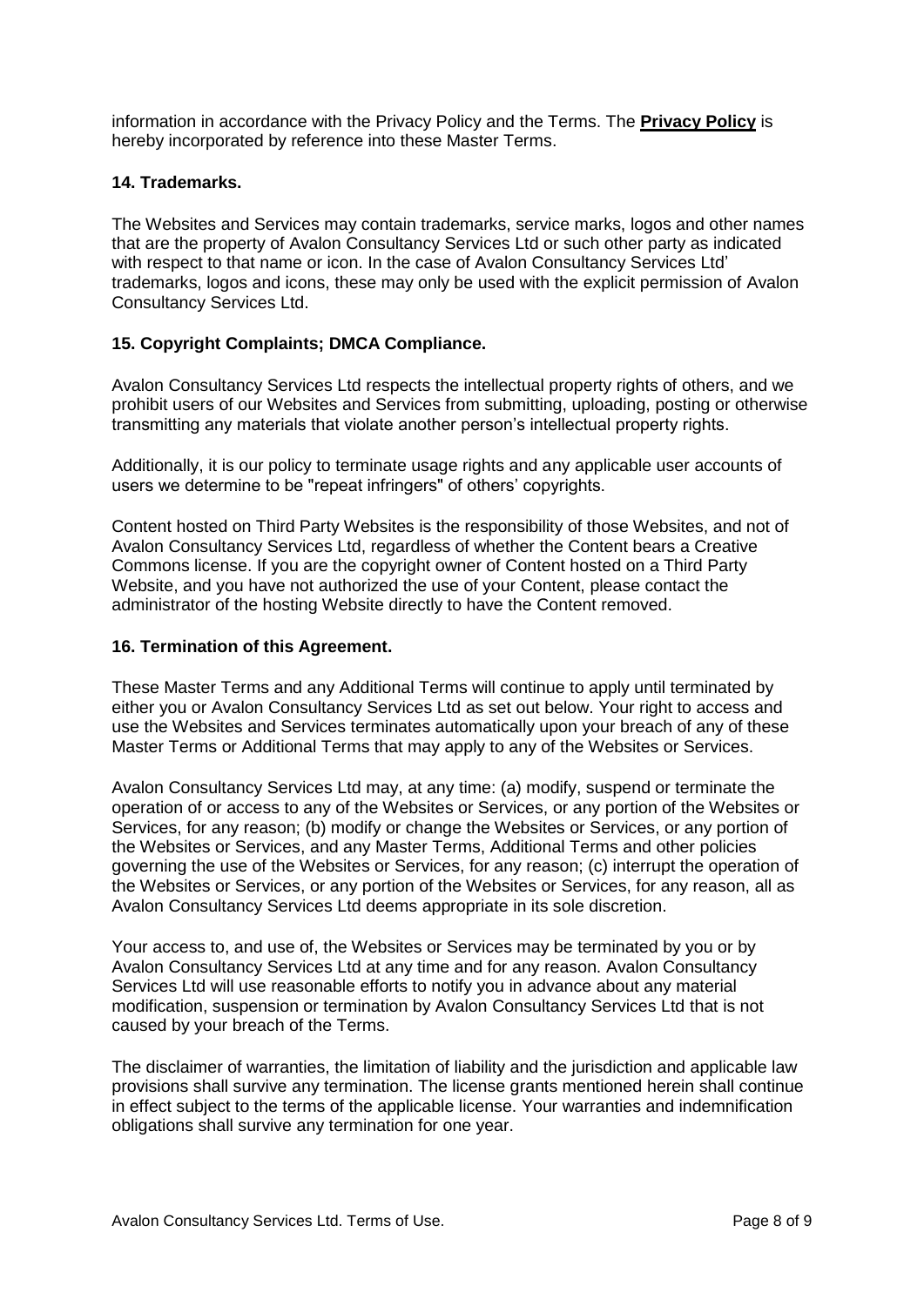information in accordance with the Privacy Policy and the Terms. The **Privacy Policy** is hereby incorporated by reference into these Master Terms.

### 14. Trademarks.

The Websites and Services may contain trademarks, service marks, logos and other names that are the property of Avalon Consultancy Services Ltd or such other party as indicated with respect to that name or icon. In the case of Avalon Consultancy Services Ltd' trademarks, logos and icons, these may only be used with the explicit permission of Avalon Consultancy Services Ltd.

### 15. Copyright Complaints; DMCA Compliance.

Avalon Consultancy Services Ltd respects the intellectual property rights of others, and we prohibit users of our Websites and Services from submitting, uploading, posting or otherwise transmitting any materials that violate another person's intellectual property rights.

Additionally, it is our policy to terminate usage rights and any applicable user accounts of users we determine to be "repeat infringers" of others' copyrights.

Content hosted on Third Party Websites is the responsibility of those Websites, and not of Avalon Consultancy Services Ltd, regardless of whether the Content bears a Creative Commons license. If you are the copyright owner of Content hosted on a Third Party Website, and you have not authorized the use of your Content, please contact the administrator of the hosting Website directly to have the Content removed.

### 16. Termination of this Agreement.

These Master Terms and any Additional Terms will continue to apply until terminated by either you or Avalon Consultancy Services Ltd as set out below. Your right to access and use the Websites and Services terminates automatically upon your breach of any of these Master Terms or Additional Terms that may apply to any of the Websites or Services.

Avalon Consultancy Services Ltd may, at any time: (a) modify, suspend or terminate the operation of or access to any of the Websites or Services, or any portion of the Websites or Services, for any reason; (b) modify or change the Websites or Services, or any portion of the Websites or Services, and any Master Terms, Additional Terms and other policies governing the use of the Websites or Services, for any reason; (c) interrupt the operation of the Websites or Services, or any portion of the Websites or Services, for any reason, all as Avalon Consultancy Services Ltd deems appropriate in its sole discretion.

Your access to, and use of, the Websites or Services may be terminated by you or by Avalon Consultancy Services Ltd at any time and for any reason. Avalon Consultancy Services Ltd will use reasonable efforts to notify you in advance about any material modification, suspension or termination by Avalon Consultancy Services Ltd that is not caused by your breach of the Terms.

The disclaimer of warranties, the limitation of liability and the jurisdiction and applicable law provisions shall survive any termination. The license grants mentioned herein shall continue in effect subject to the terms of the applicable license. Your warranties and indemnification obligations shall survive any termination for one year.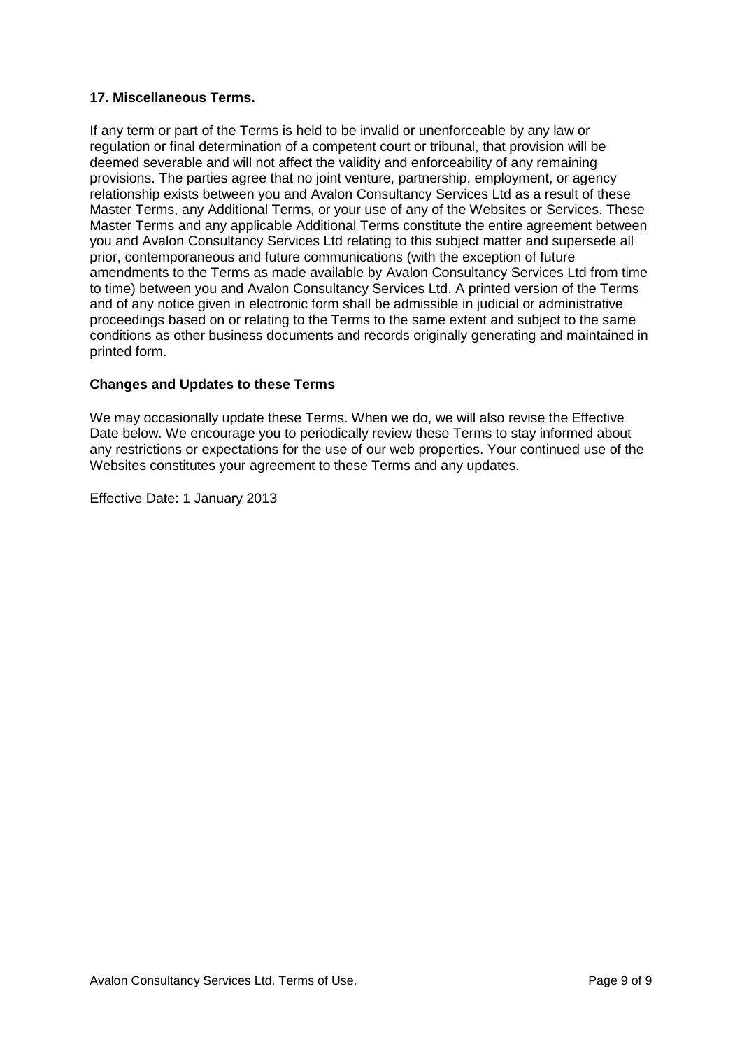**17. Miscellaneous Terms.**

If any term or part of the Terms is held to be invalid or unenforceable by any law or regulation or final determination of a competent court or tribunal, that provision will be deemed severable and will not affect the validity and enforceability of any remaining provisions. The parties agree that no joint venture, partnership, employment, or agency relationship exists between you and Avalon Consultancy Services Ltd as a result of these Master Terms, any Additional Terms, or your use of any of the Websites or Services. These Master Terms and any applicable Additional Terms constitute the entire agreement between you and Avalon Consultancy Services Ltd relating to this subject matter and supersede all prior, contemporaneous and future communications (with the exception of future amendments to the Terms as made available by Avalon Consultancy Services Ltd from time to time) between you and Avalon Consultancy Services Ltd. A printed version of the Terms and of any notice given in electronic form shall be admissible in judicial or administrative proceedings based on or relating to the Terms to the same extent and subject to the same conditions as other business documents and records originally generating and maintained in printed form.

**Changes and Updates to these Terms**

We may occasionally update these Terms. When we do, we will also revise the Effective Date below. We encourage you to periodically review these Terms to stay informed about any restrictions or expectations for the use of our web properties. Your continued use of the Websites constitutes your agreement to these Terms and any updates.

Effective Date: 1 January 2013